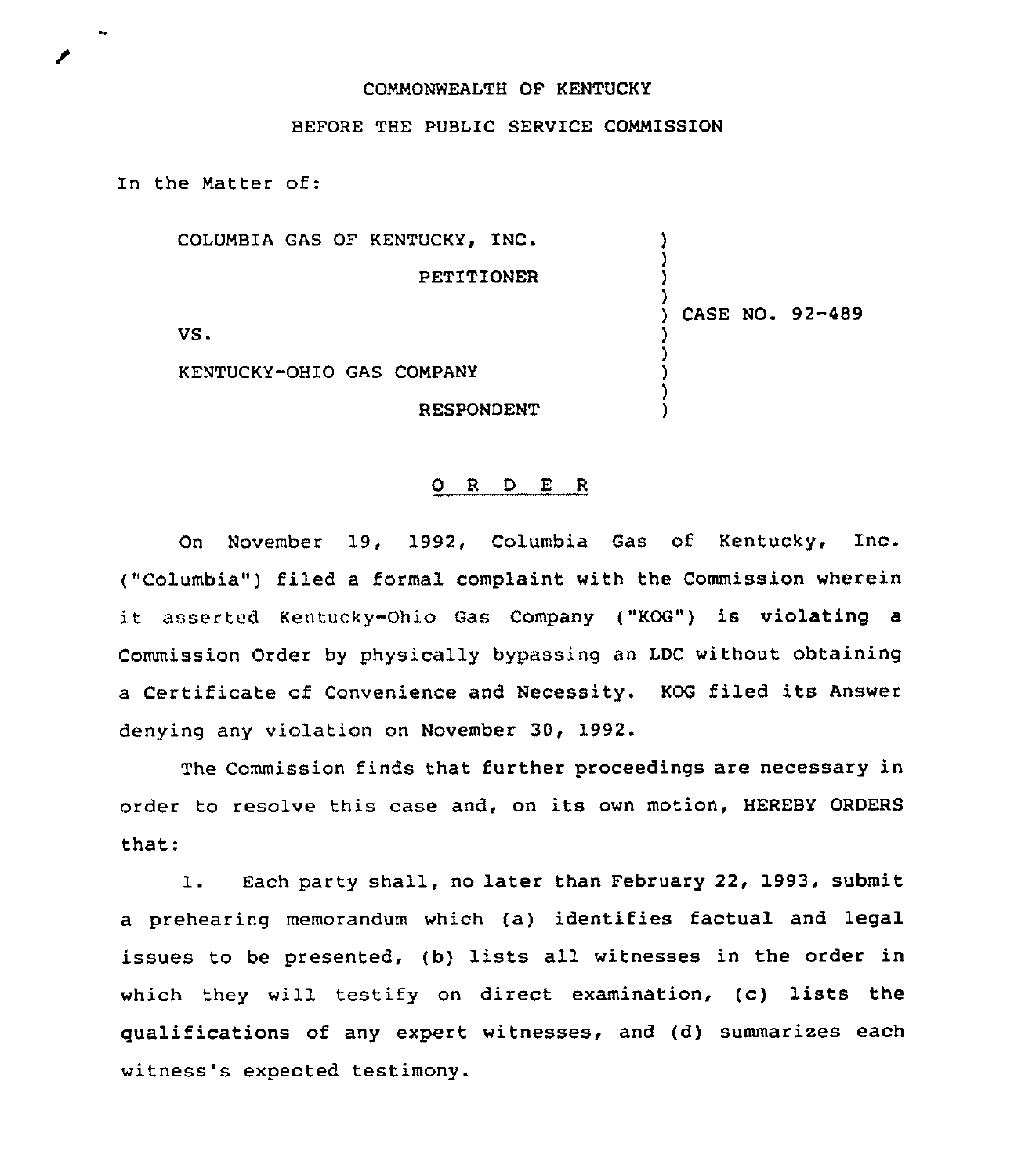COMMONWEALTH OF KENTUCKY

BEFORE THE PUBLIC SERVICE COMMISSION

In the Matter of:

| | | |
|---|---|---|
| COLUMBIA GAS OF KENTUCKY, INC. | ) | |
| PETITIONER | ) | |
| | ) | CASE NO. 92-489 |
| VS. | ) | |
| KENTUCKY-OHIO GAS COMPANY | ) | |
| RESPONDENT | ) | |

O R D E R

On November 19, 1992, Columbia Gas of Kentucky, Inc. ("Columbia") filed a formal complaint with the Commission wherein it asserted Kentucky-Ohio Gas Company ("KOG") is violating a Commission Order by physically bypassing an LDC without obtaining a Certificate of Convenience and Necessity. KOG filed its Answer denying any violation on November 30, 1992.

The Commission finds that further proceedings are necessary in order to resolve this case and, on its own motion, HEREBY ORDERS that:

1. Each party shall, no later than February 22, 1993, submit a prehearing memorandum which (a) identifies factual and legal issues to be presented, (b) lists all witnesses in the order in which they will testify on direct examination, (c) lists the qualifications of any expert witnesses, and (d) summarizes each witness's expected testimony.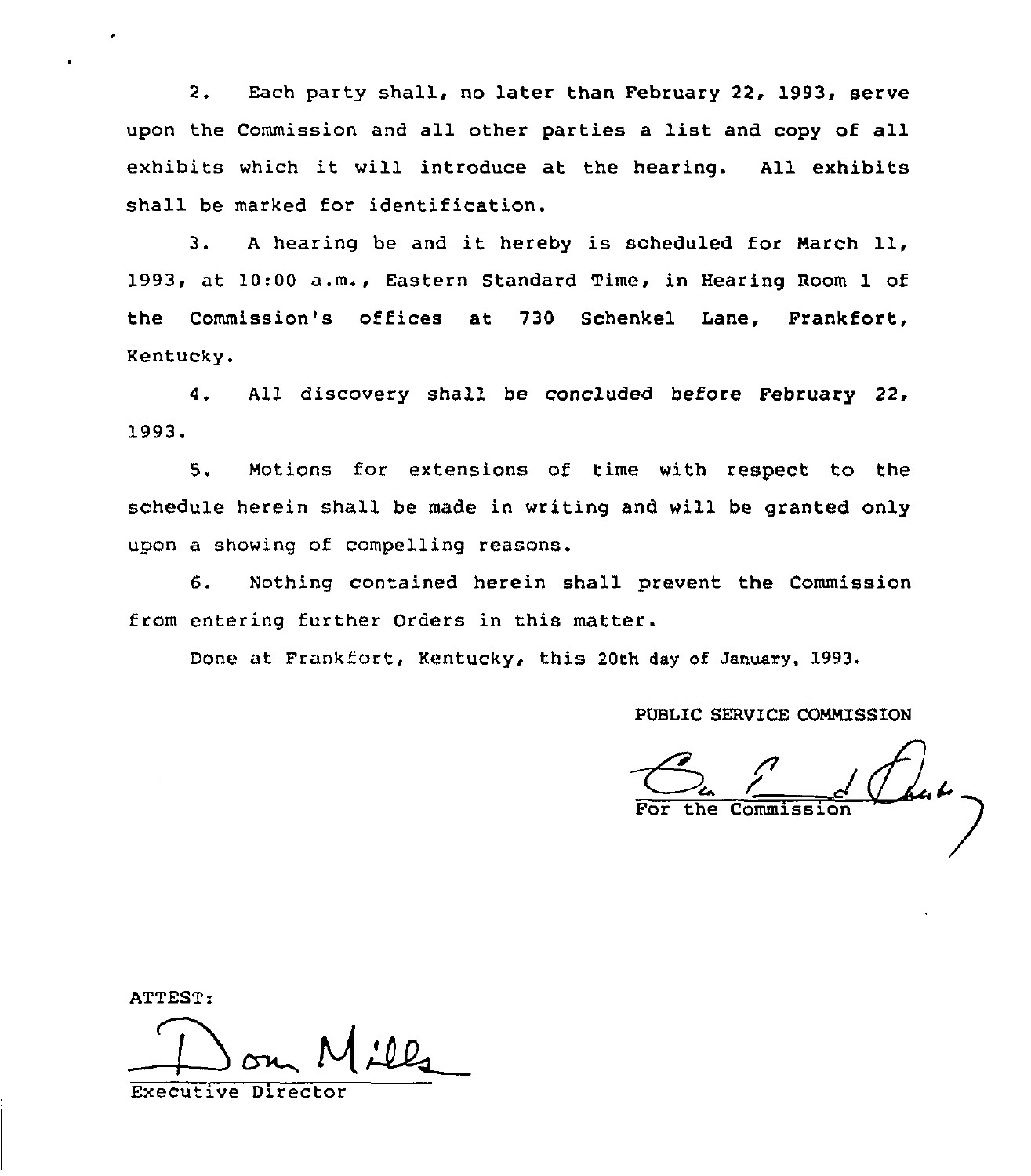2. Each party shall, no later than February 22, 1993, serve upon the Commission and all other parties a list and copy of all exhibits which it will introduce at the hearing. All exhibits shall be marked for identification.

3. A hearing be and it hereby is scheduled for March 11, 1993, at 10:00 a.m., Eastern Standard Time, in Hearing Room 1 of the Commission's offices at 730 Schenkel Lane, Frankfort, Kentucky.

4. All discovery shall be concluded before February 22, 1993.

5. Motions for extensions of time with respect to the schedule herein shall be made in writing and will be granted only upon a showing of compelling reasons.

6. Nothing contained herein shall prevent the Commission from entering further Orders in this matter.

Done at Frankfort, Kentucky, this 20th day of January, 1993.

PUBLIC SERVICE COMMISSION

For the Commission

ATTEST:

Executive Director